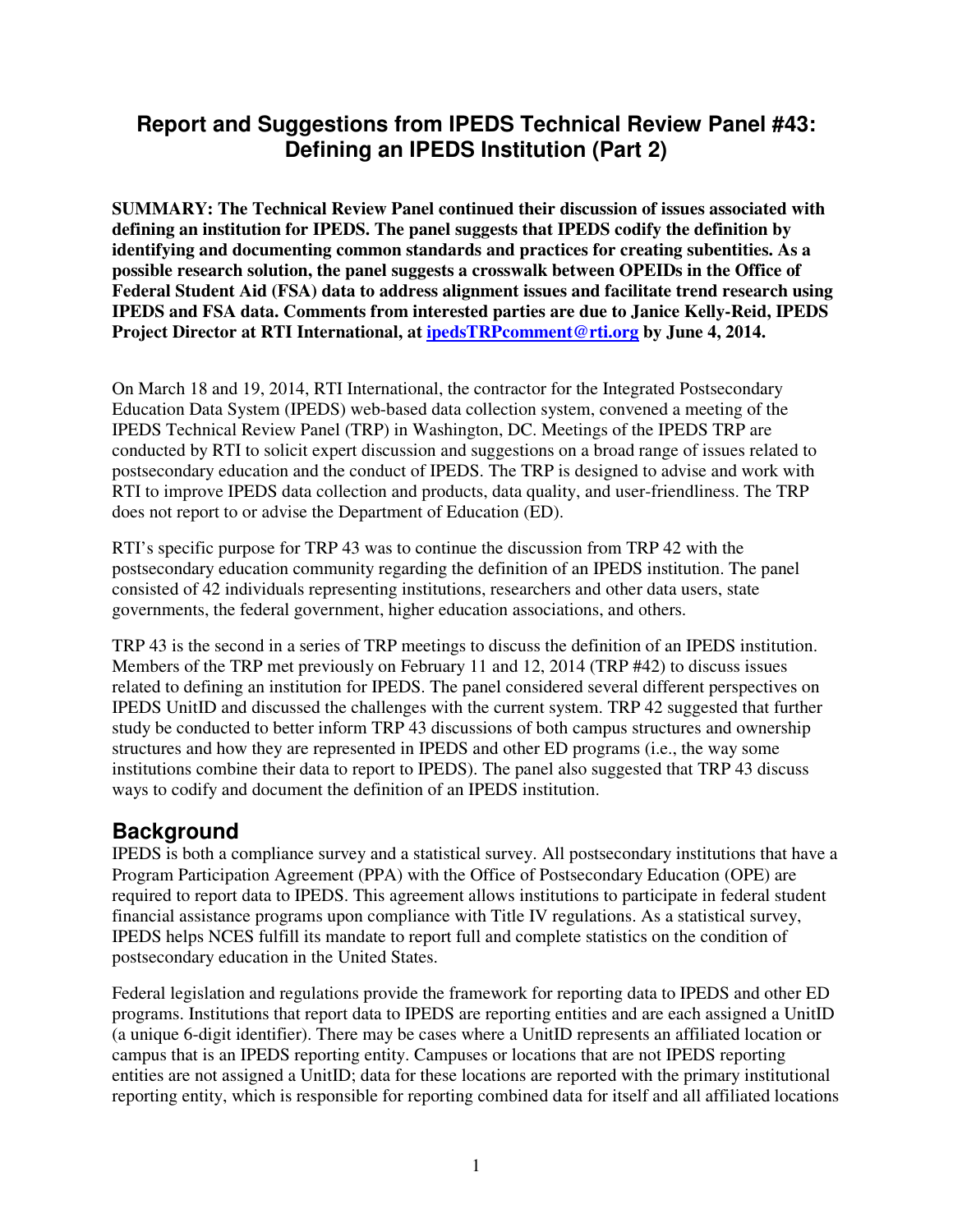# Report and Suggestions from IPEDS Technical Review Panel #43: Defining an IPEDS Institution (Part 2)

**SUMMARY: The Technical Review Panel continued their discussion of issues associated with defining an institution for IPEDS. The panel suggests that IPEDS codify the definition by identifying and documenting common standards and practices for creating subentities. As a possible research solution, the panel suggests a crosswalk between OPEIDs in the Office of Federal Student Aid (FSA) data to address alignment issues and facilitate trend research using IPEDS and FSA data. Comments from interested parties are due to Janice Kelly-Reid, IPEDS Project Director at RTI International, at [ipedsTRPcomment@rti.org](mailto:ipedsTRPcomment@rti.org) by June 4, 2014.**

On March 18 and 19, 2014, RTI International, the contractor for the Integrated Postsecondary Education Data System (IPEDS) web-based data collection system, convened a meeting of the IPEDS Technical Review Panel (TRP) in Washington, DC. Meetings of the IPEDS TRP are conducted by RTI to solicit expert discussion and suggestions on a broad range of issues related to postsecondary education and the conduct of IPEDS. The TRP is designed to advise and work with RTI to improve IPEDS data collection and products, data quality, and user-friendliness. The TRP does not report to or advise the Department of Education (ED).

RTI's specific purpose for TRP 43 was to continue the discussion from TRP 42 with the postsecondary education community regarding the definition of an IPEDS institution. The panel consisted of 42 individuals representing institutions, researchers and other data users, state governments, the federal government, higher education associations, and others.

TRP 43 is the second in a series of TRP meetings to discuss the definition of an IPEDS institution. Members of the TRP met previously on February 11 and 12, 2014 (TRP #42) to discuss issues related to defining an institution for IPEDS. The panel considered several different perspectives on IPEDS UnitID and discussed the challenges with the current system. TRP 42 suggested that further study be conducted to better inform TRP 43 discussions of both campus structures and ownership structures and how they are represented in IPEDS and other ED programs (i.e., the way some institutions combine their data to report to IPEDS). The panel also suggested that TRP 43 discuss ways to codify and document the definition of an IPEDS institution.

## Background

IPEDS is both a compliance survey and a statistical survey. All postsecondary institutions that have a Program Participation Agreement (PPA) with the Office of Postsecondary Education (OPE) are required to report data to IPEDS. This agreement allows institutions to participate in federal student financial assistance programs upon compliance with Title IV regulations. As a statistical survey, IPEDS helps NCES fulfill its mandate to report full and complete statistics on the condition of postsecondary education in the United States.

Federal legislation and regulations provide the framework for reporting data to IPEDS and other ED programs. Institutions that report data to IPEDS are reporting entities and are each assigned a UnitID (a unique 6-digit identifier). There may be cases where a UnitID represents an affiliated location or campus that is an IPEDS reporting entity. Campuses or locations that are not IPEDS reporting entities are not assigned a UnitID; data for these locations are reported with the primary institutional reporting entity, which is responsible for reporting combined data for itself and all affiliated locations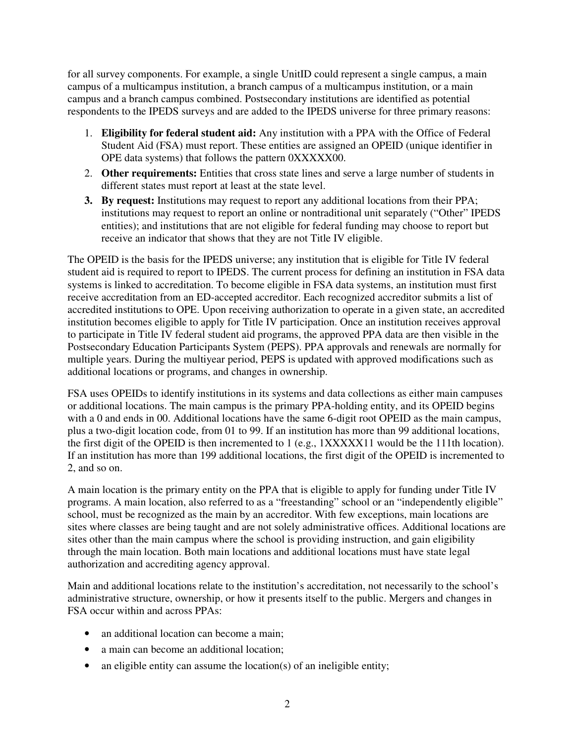for all survey components. For example, a single UnitID could represent a single campus, a main campus of a multicampus institution, a branch campus of a multicampus institution, or a main campus and a branch campus combined. Postsecondary institutions are identified as potential respondents to the IPEDS surveys and are added to the IPEDS universe for three primary reasons:

1. **Eligibility for federal student aid:** Any institution with a PPA with the Office of Federal Student Aid (FSA) must report. These entities are assigned an OPEID (unique identifier in OPE data systems) that follows the pattern 0XXXXX00.
2. **Other requirements:** Entities that cross state lines and serve a large number of students in different states must report at least at the state level.
3. **By request:** Institutions may request to report any additional locations from their PPA; institutions may request to report an online or nontraditional unit separately ("Other" IPEDS entities); and institutions that are not eligible for federal funding may choose to report but receive an indicator that shows that they are not Title IV eligible.

The OPEID is the basis for the IPEDS universe; any institution that is eligible for Title IV federal student aid is required to report to IPEDS. The current process for defining an institution in FSA data systems is linked to accreditation. To become eligible in FSA data systems, an institution must first receive accreditation from an ED-accepted accreditor. Each recognized accreditor submits a list of accredited institutions to OPE. Upon receiving authorization to operate in a given state, an accredited institution becomes eligible to apply for Title IV participation. Once an institution receives approval to participate in Title IV federal student aid programs, the approved PPA data are then visible in the Postsecondary Education Participants System (PEPS). PPA approvals and renewals are normally for multiple years. During the multiyear period, PEPS is updated with approved modifications such as additional locations or programs, and changes in ownership.

FSA uses OPEIDs to identify institutions in its systems and data collections as either main campuses or additional locations. The main campus is the primary PPA-holding entity, and its OPEID begins with a 0 and ends in 00. Additional locations have the same 6-digit root OPEID as the main campus, plus a two-digit location code, from 01 to 99. If an institution has more than 99 additional locations, the first digit of the OPEID is then incremented to 1 (e.g., 1XXXXX11 would be the 111th location). If an institution has more than 199 additional locations, the first digit of the OPEID is incremented to 2, and so on.

A main location is the primary entity on the PPA that is eligible to apply for funding under Title IV programs. A main location, also referred to as a "freestanding" school or an "independently eligible" school, must be recognized as the main by an accreditor. With few exceptions, main locations are sites where classes are being taught and are not solely administrative offices. Additional locations are sites other than the main campus where the school is providing instruction, and gain eligibility through the main location. Both main locations and additional locations must have state legal authorization and accrediting agency approval.

Main and additional locations relate to the institution's accreditation, not necessarily to the school's administrative structure, ownership, or how it presents itself to the public. Mergers and changes in FSA occur within and across PPAs:

- an additional location can become a main;
- a main can become an additional location;
- an eligible entity can assume the location(s) of an ineligible entity;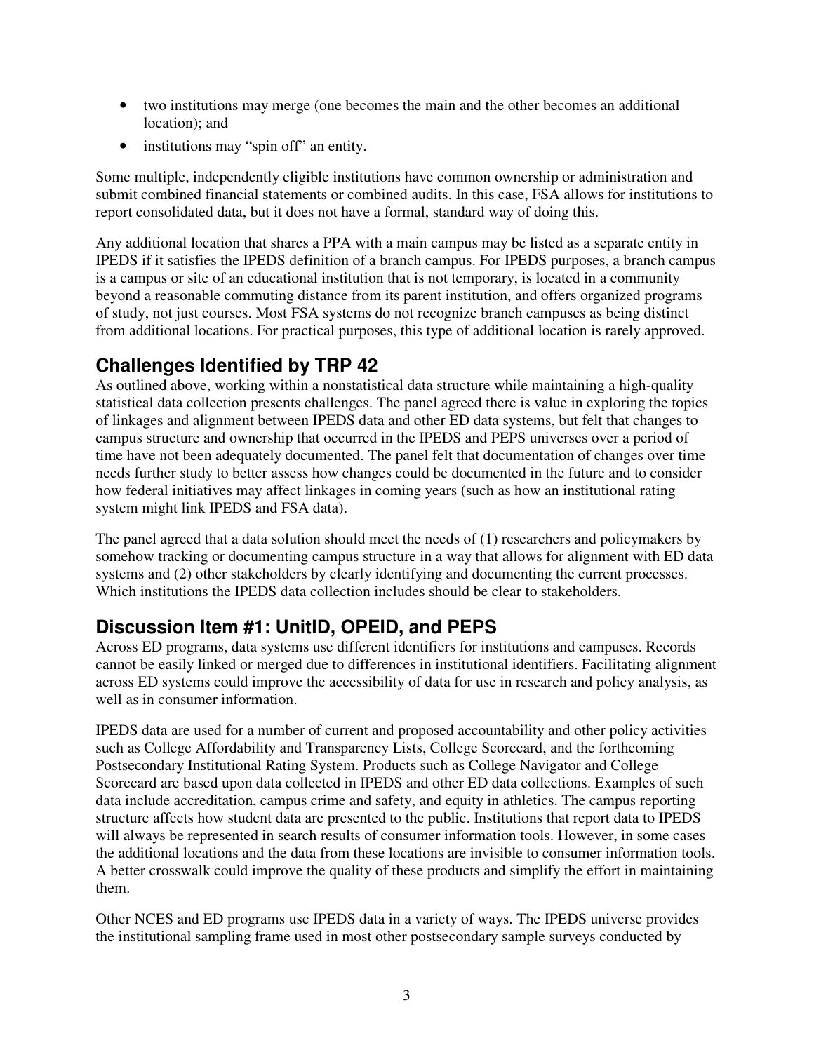- two institutions may merge (one becomes the main and the other becomes an additional location); and
- institutions may "spin off" an entity.

Some multiple, independently eligible institutions have common ownership or administration and submit combined financial statements or combined audits. In this case, FSA allows for institutions to report consolidated data, but it does not have a formal, standard way of doing this.

Any additional location that shares a PPA with a main campus may be listed as a separate entity in IPEDS if it satisfies the IPEDS definition of a branch campus. For IPEDS purposes, a branch campus is a campus or site of an educational institution that is not temporary, is located in a community beyond a reasonable commuting distance from its parent institution, and offers organized programs of study, not just courses. Most FSA systems do not recognize branch campuses as being distinct from additional locations. For practical purposes, this type of additional location is rarely approved.

## Challenges Identified by TRP 42

As outlined above, working within a nonstatistical data structure while maintaining a high-quality statistical data collection presents challenges. The panel agreed there is value in exploring the topics of linkages and alignment between IPEDS data and other ED data systems, but felt that changes to campus structure and ownership that occurred in the IPEDS and PEPS universes over a period of time have not been adequately documented. The panel felt that documentation of changes over time needs further study to better assess how changes could be documented in the future and to consider how federal initiatives may affect linkages in coming years (such as how an institutional rating system might link IPEDS and FSA data).

The panel agreed that a data solution should meet the needs of (1) researchers and policymakers by somehow tracking or documenting campus structure in a way that allows for alignment with ED data systems and (2) other stakeholders by clearly identifying and documenting the current processes. Which institutions the IPEDS data collection includes should be clear to stakeholders.

## Discussion Item #1: UnitID, OPEID, and PEPS

Across ED programs, data systems use different identifiers for institutions and campuses. Records cannot be easily linked or merged due to differences in institutional identifiers. Facilitating alignment across ED systems could improve the accessibility of data for use in research and policy analysis, as well as in consumer information.

IPEDS data are used for a number of current and proposed accountability and other policy activities such as College Affordability and Transparency Lists, College Scorecard, and the forthcoming Postsecondary Institutional Rating System. Products such as College Navigator and College Scorecard are based upon data collected in IPEDS and other ED data collections. Examples of such data include accreditation, campus crime and safety, and equity in athletics. The campus reporting structure affects how student data are presented to the public. Institutions that report data to IPEDS will always be represented in search results of consumer information tools. However, in some cases the additional locations and the data from these locations are invisible to consumer information tools. A better crosswalk could improve the quality of these products and simplify the effort in maintaining them.

Other NCES and ED programs use IPEDS data in a variety of ways. The IPEDS universe provides the institutional sampling frame used in most other postsecondary sample surveys conducted by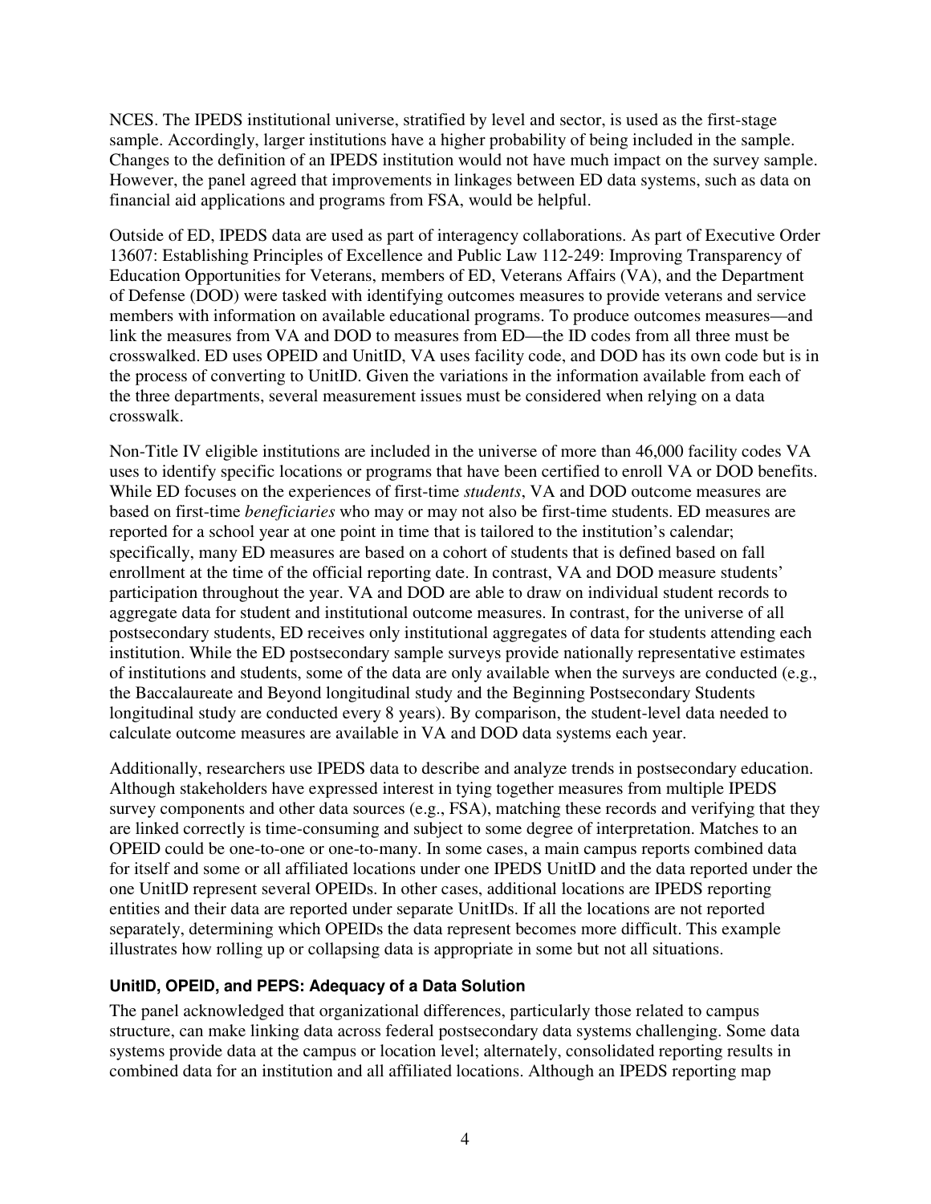NCES. The IPEDS institutional universe, stratified by level and sector, is used as the first-stage sample. Accordingly, larger institutions have a higher probability of being included in the sample. Changes to the definition of an IPEDS institution would not have much impact on the survey sample. However, the panel agreed that improvements in linkages between ED data systems, such as data on financial aid applications and programs from FSA, would be helpful.

Outside of ED, IPEDS data are used as part of interagency collaborations. As part of Executive Order 13607: Establishing Principles of Excellence and Public Law 112-249: Improving Transparency of Education Opportunities for Veterans, members of ED, Veterans Affairs (VA), and the Department of Defense (DOD) were tasked with identifying outcomes measures to provide veterans and service members with information on available educational programs. To produce outcomes measures—and link the measures from VA and DOD to measures from ED—the ID codes from all three must be crosswalked. ED uses OPEID and UnitID, VA uses facility code, and DOD has its own code but is in the process of converting to UnitID. Given the variations in the information available from each of the three departments, several measurement issues must be considered when relying on a data crosswalk.

Non-Title IV eligible institutions are included in the universe of more than 46,000 facility codes VA uses to identify specific locations or programs that have been certified to enroll VA or DOD benefits. While ED focuses on the experiences of first-time *students*, VA and DOD outcome measures are based on first-time *beneficiaries* who may or may not also be first-time students. ED measures are reported for a school year at one point in time that is tailored to the institution's calendar; specifically, many ED measures are based on a cohort of students that is defined based on fall enrollment at the time of the official reporting date. In contrast, VA and DOD measure students' participation throughout the year. VA and DOD are able to draw on individual student records to aggregate data for student and institutional outcome measures. In contrast, for the universe of all postsecondary students, ED receives only institutional aggregates of data for students attending each institution. While the ED postsecondary sample surveys provide nationally representative estimates of institutions and students, some of the data are only available when the surveys are conducted (e.g., the Baccalaureate and Beyond longitudinal study and the Beginning Postsecondary Students longitudinal study are conducted every 8 years). By comparison, the student-level data needed to calculate outcome measures are available in VA and DOD data systems each year.

Additionally, researchers use IPEDS data to describe and analyze trends in postsecondary education. Although stakeholders have expressed interest in tying together measures from multiple IPEDS survey components and other data sources (e.g., FSA), matching these records and verifying that they are linked correctly is time-consuming and subject to some degree of interpretation. Matches to an OPEID could be one-to-one or one-to-many. In some cases, a main campus reports combined data for itself and some or all affiliated locations under one IPEDS UnitID and the data reported under the one UnitID represent several OPEIDs. In other cases, additional locations are IPEDS reporting entities and their data are reported under separate UnitIDs. If all the locations are not reported separately, determining which OPEIDs the data represent becomes more difficult. This example illustrates how rolling up or collapsing data is appropriate in some but not all situations.

### UnitID, OPEID, and PEPS: Adequacy of a Data Solution

The panel acknowledged that organizational differences, particularly those related to campus structure, can make linking data across federal postsecondary data systems challenging. Some data systems provide data at the campus or location level; alternately, consolidated reporting results in combined data for an institution and all affiliated locations. Although an IPEDS reporting map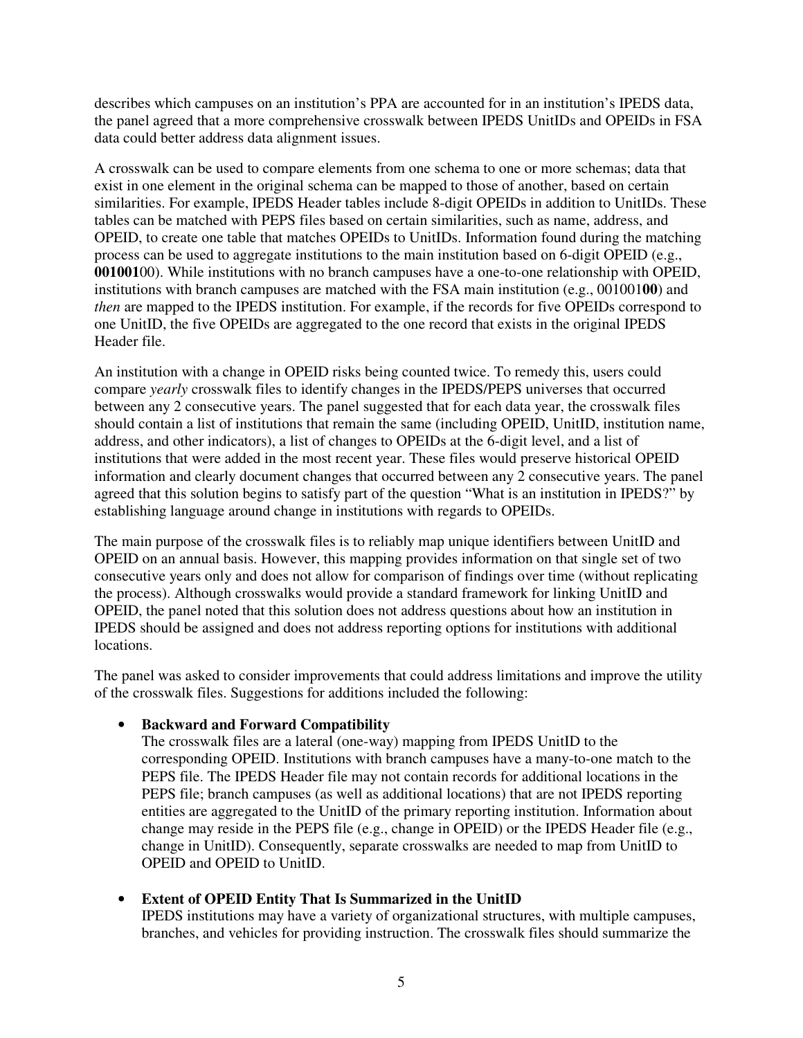describes which campuses on an institution's PPA are accounted for in an institution's IPEDS data, the panel agreed that a more comprehensive crosswalk between IPEDS UnitIDs and OPEIDs in FSA data could better address data alignment issues.

A crosswalk can be used to compare elements from one schema to one or more schemas; data that exist in one element in the original schema can be mapped to those of another, based on certain similarities. For example, IPEDS Header tables include 8-digit OPEIDs in addition to UnitIDs. These tables can be matched with PEPS files based on certain similarities, such as name, address, and OPEID, to create one table that matches OPEIDs to UnitIDs. Information found during the matching process can be used to aggregate institutions to the main institution based on 6-digit OPEID (e.g., **001001**00). While institutions with no branch campuses have a one-to-one relationship with OPEID, institutions with branch campuses are matched with the FSA main institution (e.g., 001001**00**) and *then* are mapped to the IPEDS institution. For example, if the records for five OPEIDs correspond to one UnitID, the five OPEIDs are aggregated to the one record that exists in the original IPEDS Header file.

An institution with a change in OPEID risks being counted twice. To remedy this, users could compare *yearly* crosswalk files to identify changes in the IPEDS/PEPS universes that occurred between any 2 consecutive years. The panel suggested that for each data year, the crosswalk files should contain a list of institutions that remain the same (including OPEID, UnitID, institution name, address, and other indicators), a list of changes to OPEIDs at the 6-digit level, and a list of institutions that were added in the most recent year. These files would preserve historical OPEID information and clearly document changes that occurred between any 2 consecutive years. The panel agreed that this solution begins to satisfy part of the question "What is an institution in IPEDS?" by establishing language around change in institutions with regards to OPEIDs.

The main purpose of the crosswalk files is to reliably map unique identifiers between UnitID and OPEID on an annual basis. However, this mapping provides information on that single set of two consecutive years only and does not allow for comparison of findings over time (without replicating the process). Although crosswalks would provide a standard framework for linking UnitID and OPEID, the panel noted that this solution does not address questions about how an institution in IPEDS should be assigned and does not address reporting options for institutions with additional locations.

The panel was asked to consider improvements that could address limitations and improve the utility of the crosswalk files. Suggestions for additions included the following:

- **Backward and Forward Compatibility**
  The crosswalk files are a lateral (one-way) mapping from IPEDS UnitID to the corresponding OPEID. Institutions with branch campuses have a many-to-one match to the PEPS file. The IPEDS Header file may not contain records for additional locations in the PEPS file; branch campuses (as well as additional locations) that are not IPEDS reporting entities are aggregated to the UnitID of the primary reporting institution. Information about change may reside in the PEPS file (e.g., change in OPEID) or the IPEDS Header file (e.g., change in UnitID). Consequently, separate crosswalks are needed to map from UnitID to OPEID and OPEID to UnitID.

- **Extent of OPEID Entity That Is Summarized in the UnitID**
  IPEDS institutions may have a variety of organizational structures, with multiple campuses, branches, and vehicles for providing instruction. The crosswalk files should summarize the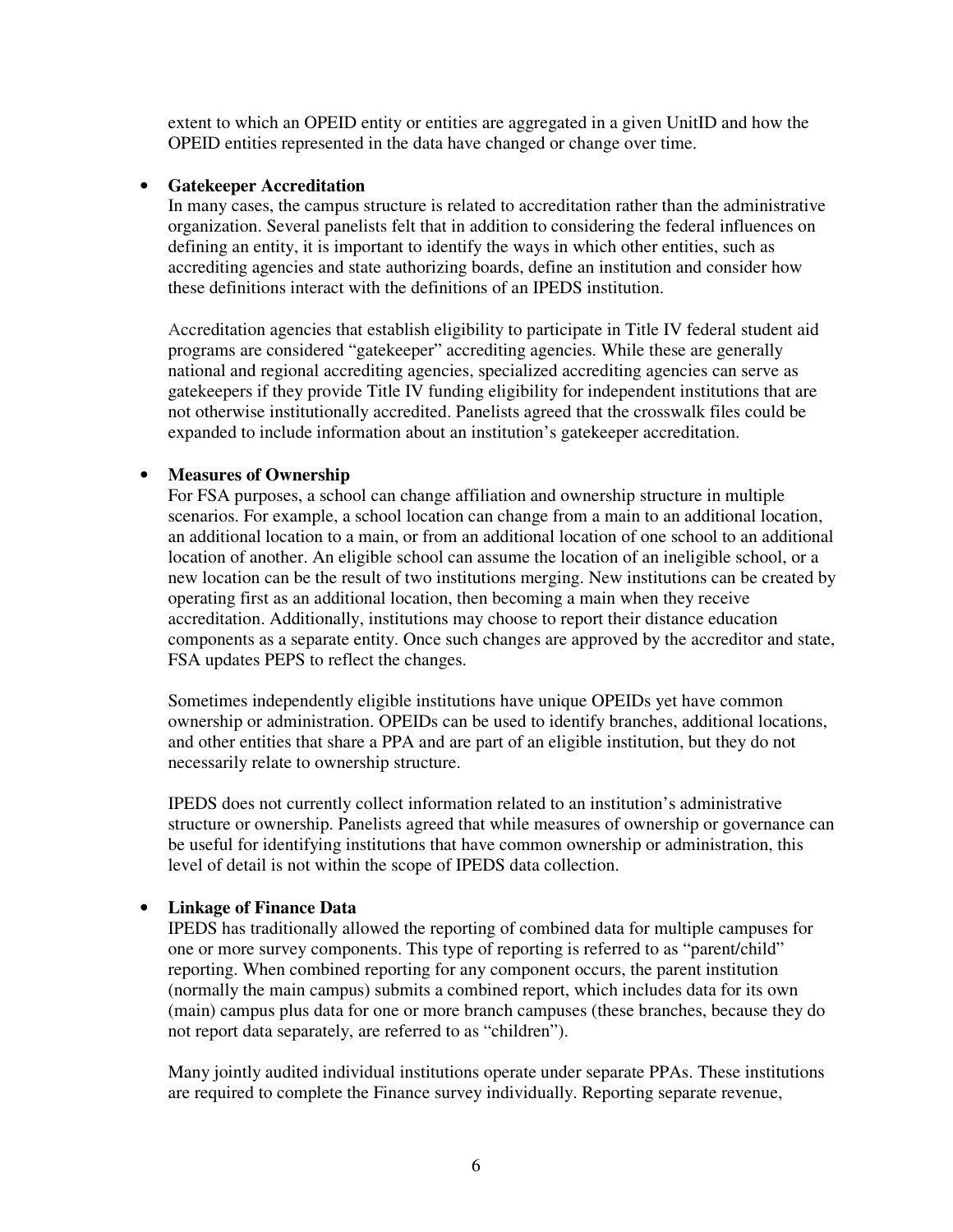extent to which an OPEID entity or entities are aggregated in a given UnitID and how the OPEID entities represented in the data have changed or change over time.

- **Gatekeeper Accreditation**
  In many cases, the campus structure is related to accreditation rather than the administrative organization. Several panelists felt that in addition to considering the federal influences on defining an entity, it is important to identify the ways in which other entities, such as accrediting agencies and state authorizing boards, define an institution and consider how these definitions interact with the definitions of an IPEDS institution.

  Accreditation agencies that establish eligibility to participate in Title IV federal student aid programs are considered "gatekeeper" accrediting agencies. While these are generally national and regional accrediting agencies, specialized accrediting agencies can serve as gatekeepers if they provide Title IV funding eligibility for independent institutions that are not otherwise institutionally accredited. Panelists agreed that the crosswalk files could be expanded to include information about an institution's gatekeeper accreditation.

- **Measures of Ownership**
  For FSA purposes, a school can change affiliation and ownership structure in multiple scenarios. For example, a school location can change from a main to an additional location, an additional location to a main, or from an additional location of one school to an additional location of another. An eligible school can assume the location of an ineligible school, or a new location can be the result of two institutions merging. New institutions can be created by operating first as an additional location, then becoming a main when they receive accreditation. Additionally, institutions may choose to report their distance education components as a separate entity. Once such changes are approved by the accreditor and state, FSA updates PEPS to reflect the changes.

  Sometimes independently eligible institutions have unique OPEIDs yet have common ownership or administration. OPEIDs can be used to identify branches, additional locations, and other entities that share a PPA and are part of an eligible institution, but they do not necessarily relate to ownership structure.

  IPEDS does not currently collect information related to an institution's administrative structure or ownership. Panelists agreed that while measures of ownership or governance can be useful for identifying institutions that have common ownership or administration, this level of detail is not within the scope of IPEDS data collection.

- **Linkage of Finance Data**
  IPEDS has traditionally allowed the reporting of combined data for multiple campuses for one or more survey components. This type of reporting is referred to as "parent/child" reporting. When combined reporting for any component occurs, the parent institution (normally the main campus) submits a combined report, which includes data for its own (main) campus plus data for one or more branch campuses (these branches, because they do not report data separately, are referred to as "children").

  Many jointly audited individual institutions operate under separate PPAs. These institutions are required to complete the Finance survey individually. Reporting separate revenue,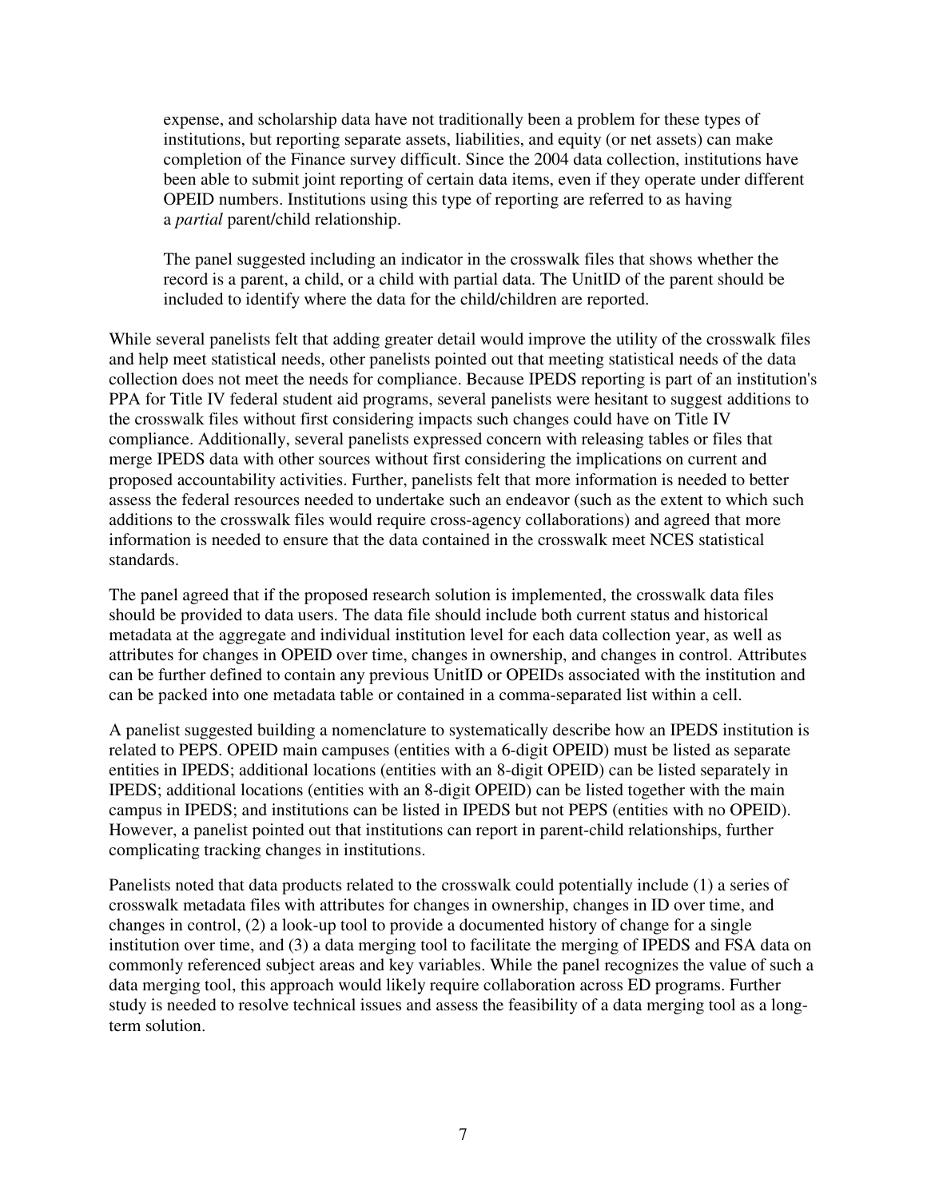> expense, and scholarship data have not traditionally been a problem for these types of institutions, but reporting separate assets, liabilities, and equity (or net assets) can make completion of the Finance survey difficult. Since the 2004 data collection, institutions have been able to submit joint reporting of certain data items, even if they operate under different OPEID numbers. Institutions using this type of reporting are referred to as having a *partial* parent/child relationship.
>
> The panel suggested including an indicator in the crosswalk files that shows whether the record is a parent, a child, or a child with partial data. The UnitID of the parent should be included to identify where the data for the child/children are reported.

While several panelists felt that adding greater detail would improve the utility of the crosswalk files and help meet statistical needs, other panelists pointed out that meeting statistical needs of the data collection does not meet the needs for compliance. Because IPEDS reporting is part of an institution's PPA for Title IV federal student aid programs, several panelists were hesitant to suggest additions to the crosswalk files without first considering impacts such changes could have on Title IV compliance. Additionally, several panelists expressed concern with releasing tables or files that merge IPEDS data with other sources without first considering the implications on current and proposed accountability activities. Further, panelists felt that more information is needed to better assess the federal resources needed to undertake such an endeavor (such as the extent to which such additions to the crosswalk files would require cross-agency collaborations) and agreed that more information is needed to ensure that the data contained in the crosswalk meet NCES statistical standards.

The panel agreed that if the proposed research solution is implemented, the crosswalk data files should be provided to data users. The data file should include both current status and historical metadata at the aggregate and individual institution level for each data collection year, as well as attributes for changes in OPEID over time, changes in ownership, and changes in control. Attributes can be further defined to contain any previous UnitID or OPEIDs associated with the institution and can be packed into one metadata table or contained in a comma-separated list within a cell.

A panelist suggested building a nomenclature to systematically describe how an IPEDS institution is related to PEPS. OPEID main campuses (entities with a 6-digit OPEID) must be listed as separate entities in IPEDS; additional locations (entities with an 8-digit OPEID) can be listed separately in IPEDS; additional locations (entities with an 8-digit OPEID) can be listed together with the main campus in IPEDS; and institutions can be listed in IPEDS but not PEPS (entities with no OPEID). However, a panelist pointed out that institutions can report in parent-child relationships, further complicating tracking changes in institutions.

Panelists noted that data products related to the crosswalk could potentially include (1) a series of crosswalk metadata files with attributes for changes in ownership, changes in ID over time, and changes in control, (2) a look-up tool to provide a documented history of change for a single institution over time, and (3) a data merging tool to facilitate the merging of IPEDS and FSA data on commonly referenced subject areas and key variables. While the panel recognizes the value of such a data merging tool, this approach would likely require collaboration across ED programs. Further study is needed to resolve technical issues and assess the feasibility of a data merging tool as a long-term solution.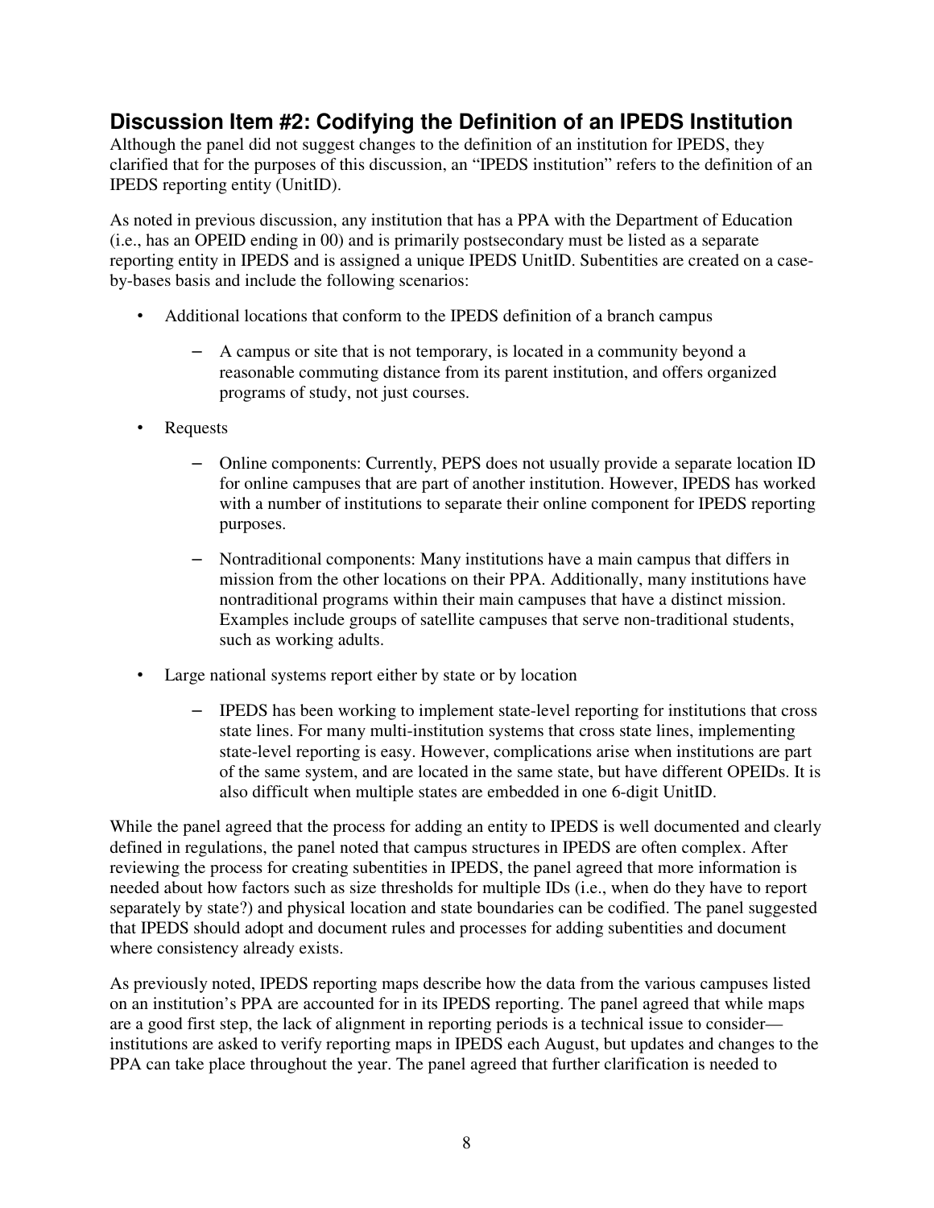## Discussion Item #2: Codifying the Definition of an IPEDS Institution

Although the panel did not suggest changes to the definition of an institution for IPEDS, they clarified that for the purposes of this discussion, an "IPEDS institution" refers to the definition of an IPEDS reporting entity (UnitID).

As noted in previous discussion, any institution that has a PPA with the Department of Education (i.e., has an OPEID ending in 00) and is primarily postsecondary must be listed as a separate reporting entity in IPEDS and is assigned a unique IPEDS UnitID. Subentities are created on a case-by-bases basis and include the following scenarios:

- Additional locations that conform to the IPEDS definition of a branch campus
  - A campus or site that is not temporary, is located in a community beyond a reasonable commuting distance from its parent institution, and offers organized programs of study, not just courses.
- Requests
  - Online components: Currently, PEPS does not usually provide a separate location ID for online campuses that are part of another institution. However, IPEDS has worked with a number of institutions to separate their online component for IPEDS reporting purposes.
  - Nontraditional components: Many institutions have a main campus that differs in mission from the other locations on their PPA. Additionally, many institutions have nontraditional programs within their main campuses that have a distinct mission. Examples include groups of satellite campuses that serve non-traditional students, such as working adults.
- Large national systems report either by state or by location
  - IPEDS has been working to implement state-level reporting for institutions that cross state lines. For many multi-institution systems that cross state lines, implementing state-level reporting is easy. However, complications arise when institutions are part of the same system, and are located in the same state, but have different OPEIDs. It is also difficult when multiple states are embedded in one 6-digit UnitID.

While the panel agreed that the process for adding an entity to IPEDS is well documented and clearly defined in regulations, the panel noted that campus structures in IPEDS are often complex. After reviewing the process for creating subentities in IPEDS, the panel agreed that more information is needed about how factors such as size thresholds for multiple IDs (i.e., when do they have to report separately by state?) and physical location and state boundaries can be codified. The panel suggested that IPEDS should adopt and document rules and processes for adding subentities and document where consistency already exists.

As previously noted, IPEDS reporting maps describe how the data from the various campuses listed on an institution's PPA are accounted for in its IPEDS reporting. The panel agreed that while maps are a good first step, the lack of alignment in reporting periods is a technical issue to consider—institutions are asked to verify reporting maps in IPEDS each August, but updates and changes to the PPA can take place throughout the year. The panel agreed that further clarification is needed to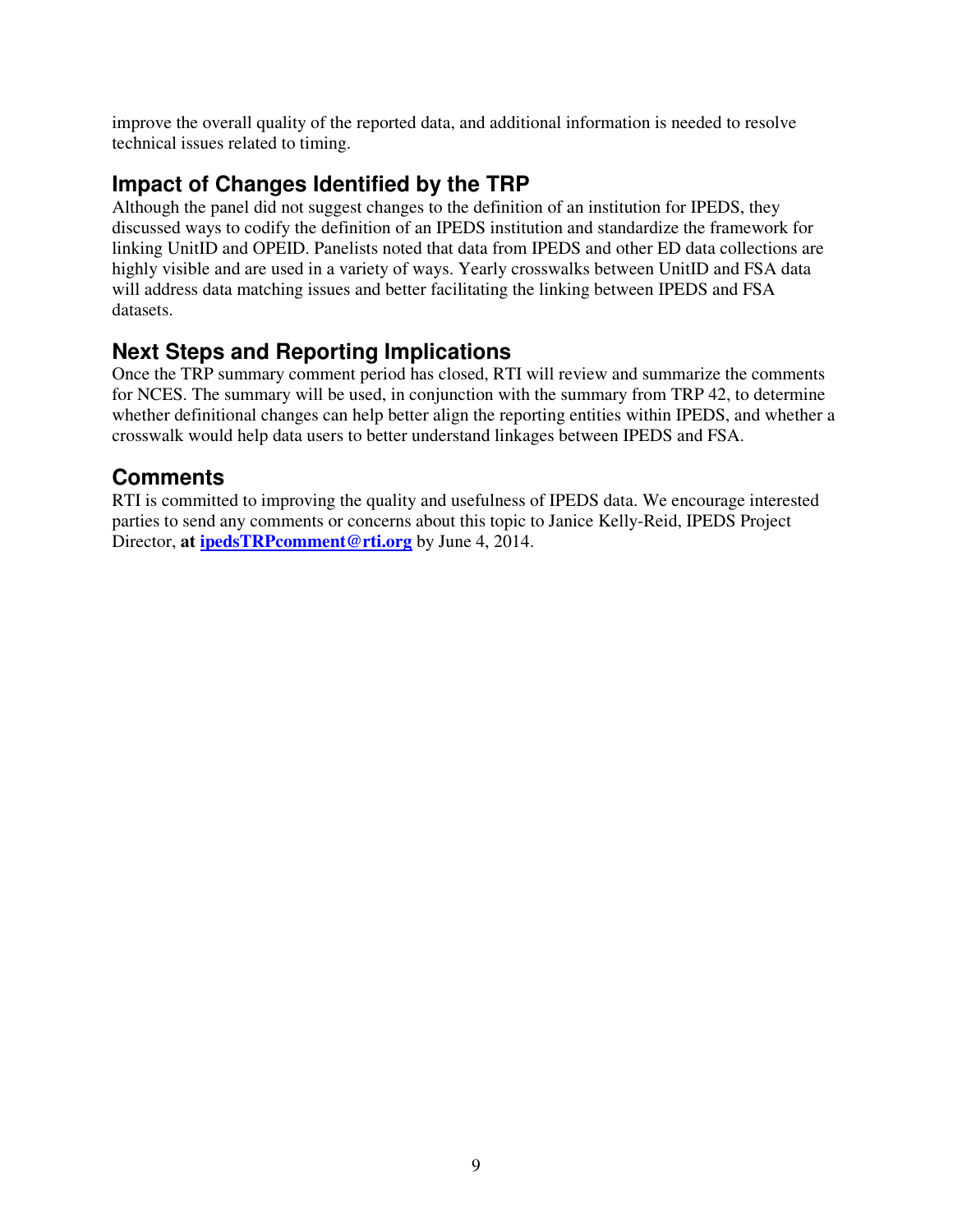improve the overall quality of the reported data, and additional information is needed to resolve technical issues related to timing.

## Impact of Changes Identified by the TRP

Although the panel did not suggest changes to the definition of an institution for IPEDS, they discussed ways to codify the definition of an IPEDS institution and standardize the framework for linking UnitID and OPEID. Panelists noted that data from IPEDS and other ED data collections are highly visible and are used in a variety of ways. Yearly crosswalks between UnitID and FSA data will address data matching issues and better facilitating the linking between IPEDS and FSA datasets.

## Next Steps and Reporting Implications

Once the TRP summary comment period has closed, RTI will review and summarize the comments for NCES. The summary will be used, in conjunction with the summary from TRP 42, to determine whether definitional changes can help better align the reporting entities within IPEDS, and whether a crosswalk would help data users to better understand linkages between IPEDS and FSA.

## Comments

RTI is committed to improving the quality and usefulness of IPEDS data. We encourage interested parties to send any comments or concerns about this topic to Janice Kelly-Reid, IPEDS Project Director, **at [ipedsTRPcomment@rti.org](mailto:ipedsTRPcomment@rti.org)** by June 4, 2014.